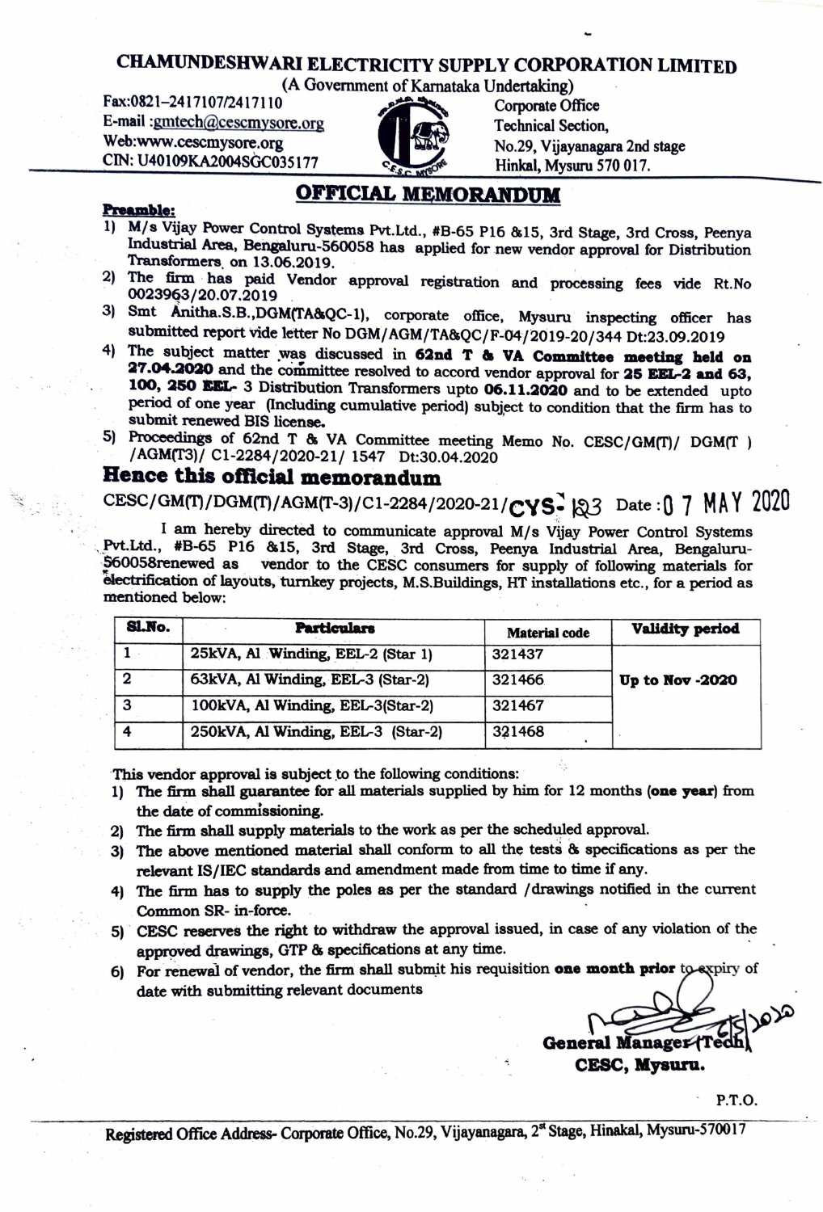# CHAMUNDESHWARI ELECTRICITY SUPPLY CORPORATION LIMITED

(A Government of Karnataka Undertaking)

Fax:0821–2417107/2417110
E-mail :gmtech@cescmysore.org
Web:www.cescmysore.org
CIN: U40109KA2004SGC035177

Corporate Office
Technical Section,
No.29, Vijayanagara 2nd stage
Hinkal, Mysuru 570 017.

## OFFICIAL MEMORANDUM

**Preamble:**

1) M/s Vijay Power Control Systems Pvt.Ltd., #B-65 P16 &15, 3rd Stage, 3rd Cross, Peenya Industrial Area, Bengaluru-560058 has applied for new vendor approval for Distribution Transformers on 13.06.2019.
2) The firm has paid Vendor approval registration and processing fees vide Rt.No 0023963/20.07.2019
3) Smt Anitha.S.B.,DGM(TA&QC-1), corporate office, Mysuru inspecting officer has submitted report vide letter No DGM/AGM/TA&QC/F-04/2019-20/344 Dt:23.09.2019
4) The subject matter was discussed in **62nd T & VA Committee meeting held on 27.04.2020** and the committee resolved to accord vendor approval for **25 EEL-2 and 63, 100, 250 EEL- 3** Distribution Transformers upto **06.11.2020** and to be extended upto period of one year (Including cumulative period) subject to condition that the firm has to submit renewed BIS license.
5) Proceedings of 62nd T & VA Committee meeting Memo No. CESC/GM(T)/ DGM(T ) /AGM(T3)/ C1-2284/2020-21/ 1547 Dt:30.04.2020

## Hence this official memorandum

CESC/GM(T)/DGM(T)/AGM(T-3)/C1-2284/2020-21/CYS- 123 Date : 07 MAY 2020

I am hereby directed to communicate approval M/s Vijay Power Control Systems Pvt.Ltd., #B-65 P16 &15, 3rd Stage, 3rd Cross, Peenya Industrial Area, Bengaluru-560058renewed as vendor to the CESC consumers for supply of following materials for electrification of layouts, turnkey projects, M.S.Buildings, HT installations etc., for a period as mentioned below:

| Sl.No. | Particulars | Material code | Validity period |
|---|---|---|---|
| 1 | 25kVA, Al Winding, EEL-2 (Star 1) | 321437 | Up to Nov -2020 |
| 2 | 63kVA, Al Winding, EEL-3 (Star-2) | 321466 | |
| 3 | 100kVA, Al Winding, EEL-3(Star-2) | 321467 | |
| 4 | 250kVA, Al Winding, EEL-3 (Star-2) | 321468 | |

This vendor approval is subject to the following conditions:

1) The firm shall guarantee for all materials supplied by him for 12 months (**one year**) from the date of commissioning.
2) The firm shall supply materials to the work as per the scheduled approval.
3) The above mentioned material shall conform to all the tests & specifications as per the relevant IS/IEC standards and amendment made from time to time if any.
4) The firm has to supply the poles as per the standard /drawings notified in the current Common SR- in-force.
5) CESC reserves the right to withdraw the approval issued, in case of any violation of the approved drawings, GTP & specifications at any time.
6) For renewal of vendor, the firm shall submit his requisition **one month prior** to expiry of date with submitting relevant documents

**General Manager(Tech)**
**CESC, Mysuru.**

P.T.O.

Registered Office Address- Corporate Office, No.29, Vijayanagara, 2st Stage, Hinakal, Mysuru-570017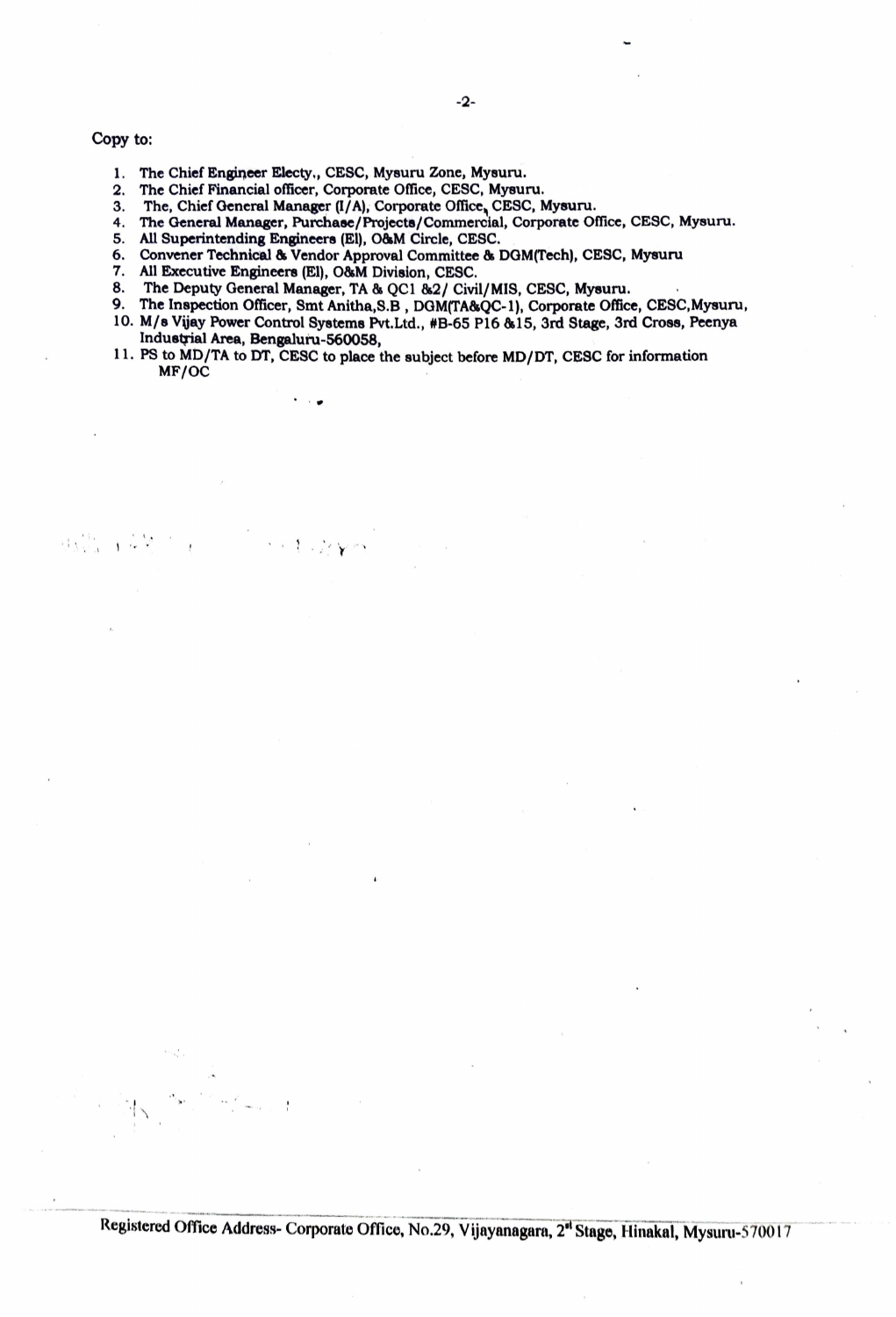Copy to:

1. The Chief Engineer Electy., CESC, Mysuru Zone, Mysuru.
2. The Chief Financial officer, Corporate Office, CESC, Mysuru.
3. The, Chief General Manager (I/A), Corporate Office, CESC, Mysuru.
4. The General Manager, Purchase/Projects/Commercial, Corporate Office, CESC, Mysuru.
5. All Superintending Engineers (El), O&M Circle, CESC.
6. Convener Technical & Vendor Approval Committee & DGM(Tech), CESC, Mysuru
7. All Executive Engineers (El), O&M Division, CESC.
8. The Deputy General Manager, TA & QC1 &2/ Civil/MIS, CESC, Mysuru.
9. The Inspection Officer, Smt Anitha,S.B , DGM(TA&QC-1), Corporate Office, CESC,Mysuru,
10. M/s Vijay Power Control Systems Pvt.Ltd., #B-65 P16 &15, 3rd Stage, 3rd Cross, Peenya Industrial Area, Bengaluru-560058,
11. PS to MD/TA to DT, CESC to place the subject before MD/DT, CESC for information
    MF/OC

Registered Office Address- Corporate Office, No.29, Vijayanagara, 2nd Stage, Hinakal, Mysuru-570017